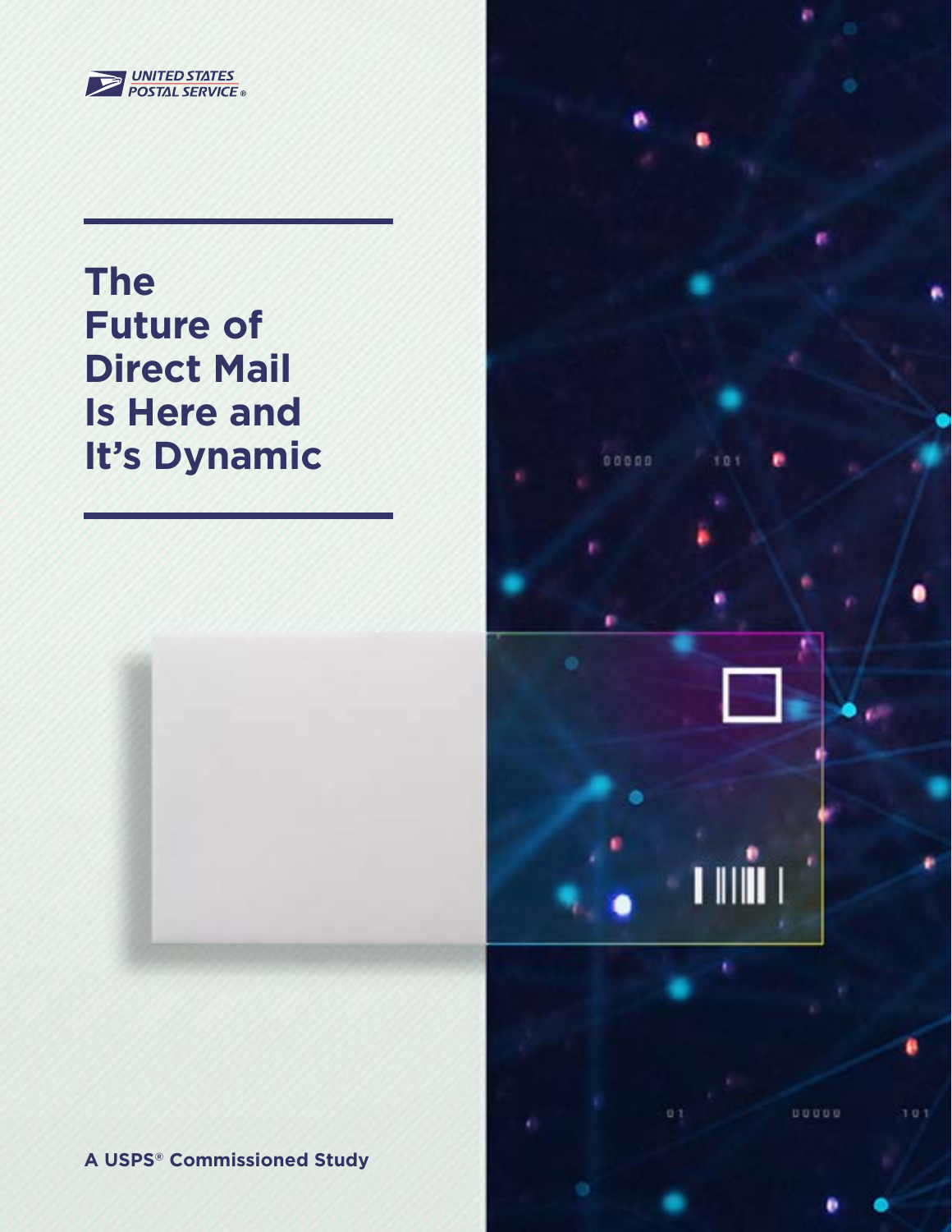UNITED STATES POSTAL SERVICE®

# The Future of Direct Mail Is Here and It's Dynamic

**A USPS® Commissioned Study**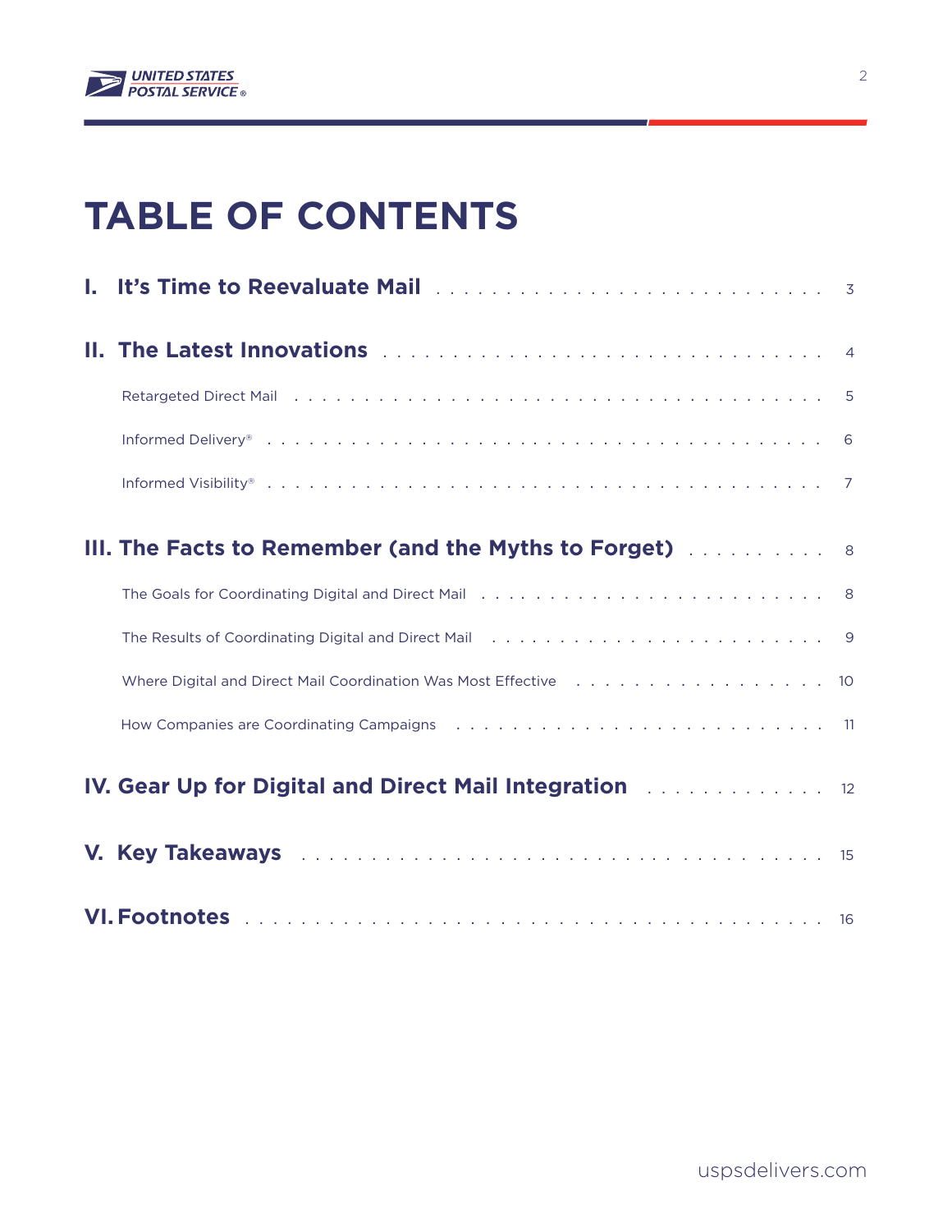# TABLE OF CONTENTS

**I. It's Time to Reevaluate Mail** . . . . . . . . . . 3

**II. The Latest Innovations** . . . . . . . . . . 4

- Retargeted Direct Mail . . . . . . . . . . 5
- Informed Delivery® . . . . . . . . . . 6
- Informed Visibility® . . . . . . . . . . 7

**III. The Facts to Remember (and the Myths to Forget)** . . . . . . . . . . 8

- The Goals for Coordinating Digital and Direct Mail . . . . . . . . . . 8
- The Results of Coordinating Digital and Direct Mail . . . . . . . . . . 9
- Where Digital and Direct Mail Coordination Was Most Effective . . . . . . . . . . 10
- How Companies are Coordinating Campaigns . . . . . . . . . . 11

**IV. Gear Up for Digital and Direct Mail Integration** . . . . . . . . . . 12

**V. Key Takeaways** . . . . . . . . . . 15

**VI. Footnotes** . . . . . . . . . . 16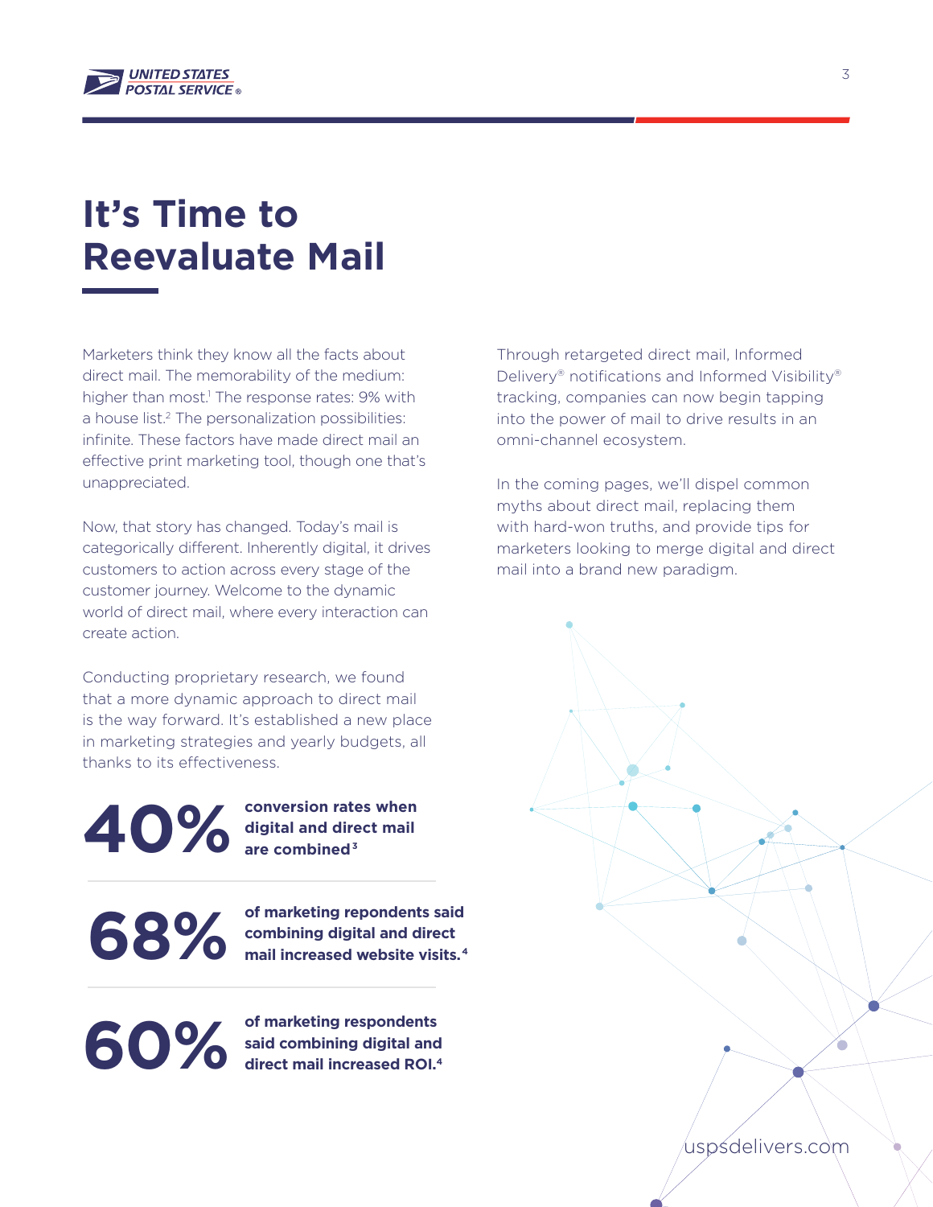# It's Time to Reevaluate Mail

Marketers think they know all the facts about direct mail. The memorability of the medium: higher than most.[1] The response rates: 9% with a house list.[2] The personalization possibilities: infinite. These factors have made direct mail an effective print marketing tool, though one that's unappreciated.

Now, that story has changed. Today's mail is categorically different. Inherently digital, it drives customers to action across every stage of the customer journey. Welcome to the dynamic world of direct mail, where every interaction can create action.

Conducting proprietary research, we found that a more dynamic approach to direct mail is the way forward. It's established a new place in marketing strategies and yearly budgets, all thanks to its effectiveness.

**40%** **conversion rates when digital and direct mail are combined**[3]

**68%** **of marketing repondents said combining digital and direct mail increased website visits.**[4]

**60%** **of marketing respondents said combining digital and direct mail increased ROI.**[4]

Through retargeted direct mail, Informed Delivery® notifications and Informed Visibility® tracking, companies can now begin tapping into the power of mail to drive results in an omni-channel ecosystem.

In the coming pages, we'll dispel common myths about direct mail, replacing them with hard-won truths, and provide tips for marketers looking to merge digital and direct mail into a brand new paradigm.

uspsdelivers.com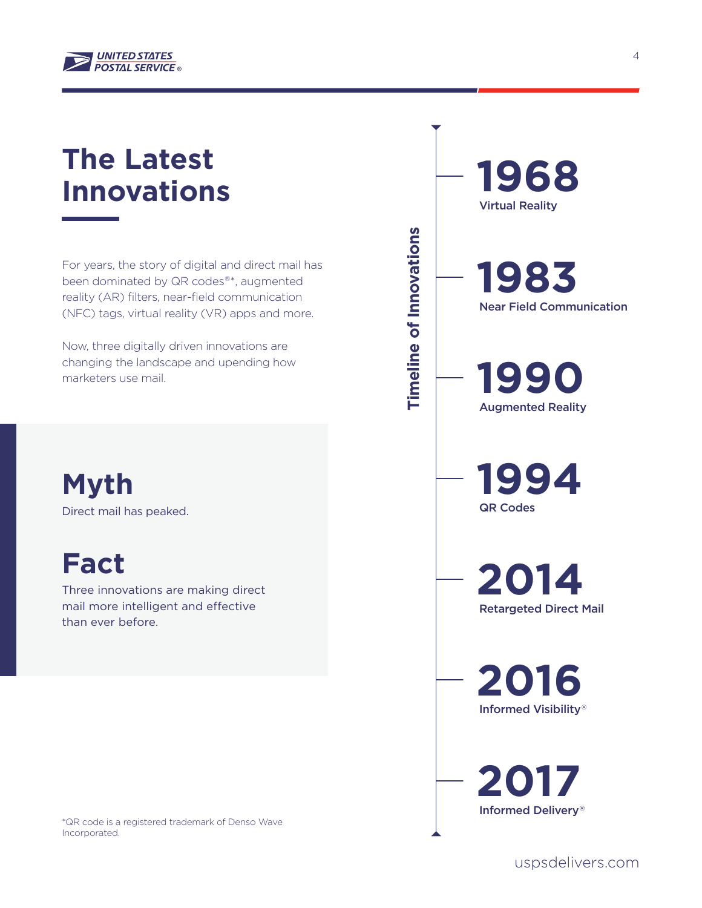# The Latest Innovations

For years, the story of digital and direct mail has been dominated by QR codes®*, augmented reality (AR) filters, near-field communication (NFC) tags, virtual reality (VR) apps and more.

Now, three digitally driven innovations are changing the landscape and upending how marketers use mail.

## Myth

Direct mail has peaked.

## Fact

Three innovations are making direct mail more intelligent and effective than ever before.

## Timeline of Innovations

**1968**
Virtual Reality

**1983**
Near Field Communication

**1990**
Augmented Reality

**1994**
QR Codes

**2014**
Retargeted Direct Mail

**2016**
Informed Visibility®

**2017**
Informed Delivery®

*QR code is a registered trademark of Denso Wave Incorporated.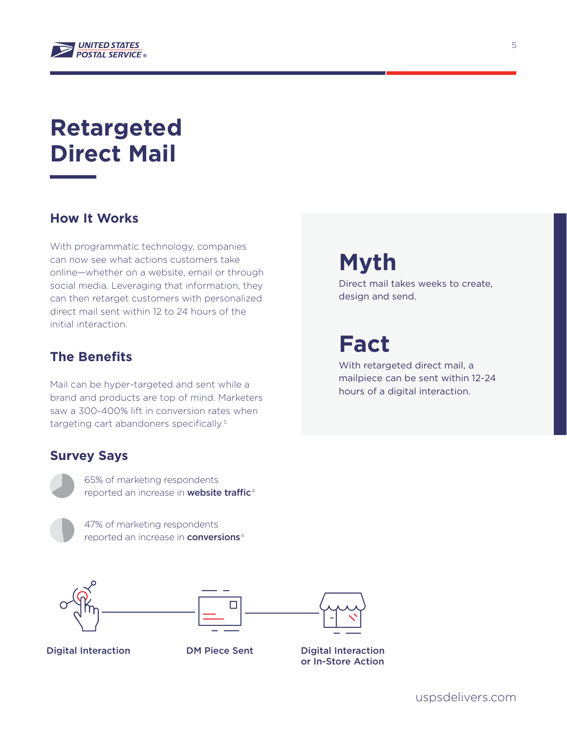# Retargeted Direct Mail

## How It Works

With programmatic technology, companies can now see what actions customers take online—whether on a website, email or through social media. Leveraging that information, they can then retarget customers with personalized direct mail sent within 12 to 24 hours of the initial interaction.

## The Benefits

Mail can be hyper-targeted and sent while a brand and products are top of mind. Marketers saw a 300-400% lift in conversion rates when targeting cart abandoners specifically.[5]

## Survey Says

65% of marketing respondents reported an increase in **website traffic**[4]

47% of marketing respondents reported an increase in **conversions**[4]

## Myth

Direct mail takes weeks to create, design and send.

## Fact

With retargeted direct mail, a mailpiece can be sent within 12-24 hours of a digital interaction.

Digital Interaction — DM Piece Sent — Digital Interaction or In-Store Action

uspsdelivers.com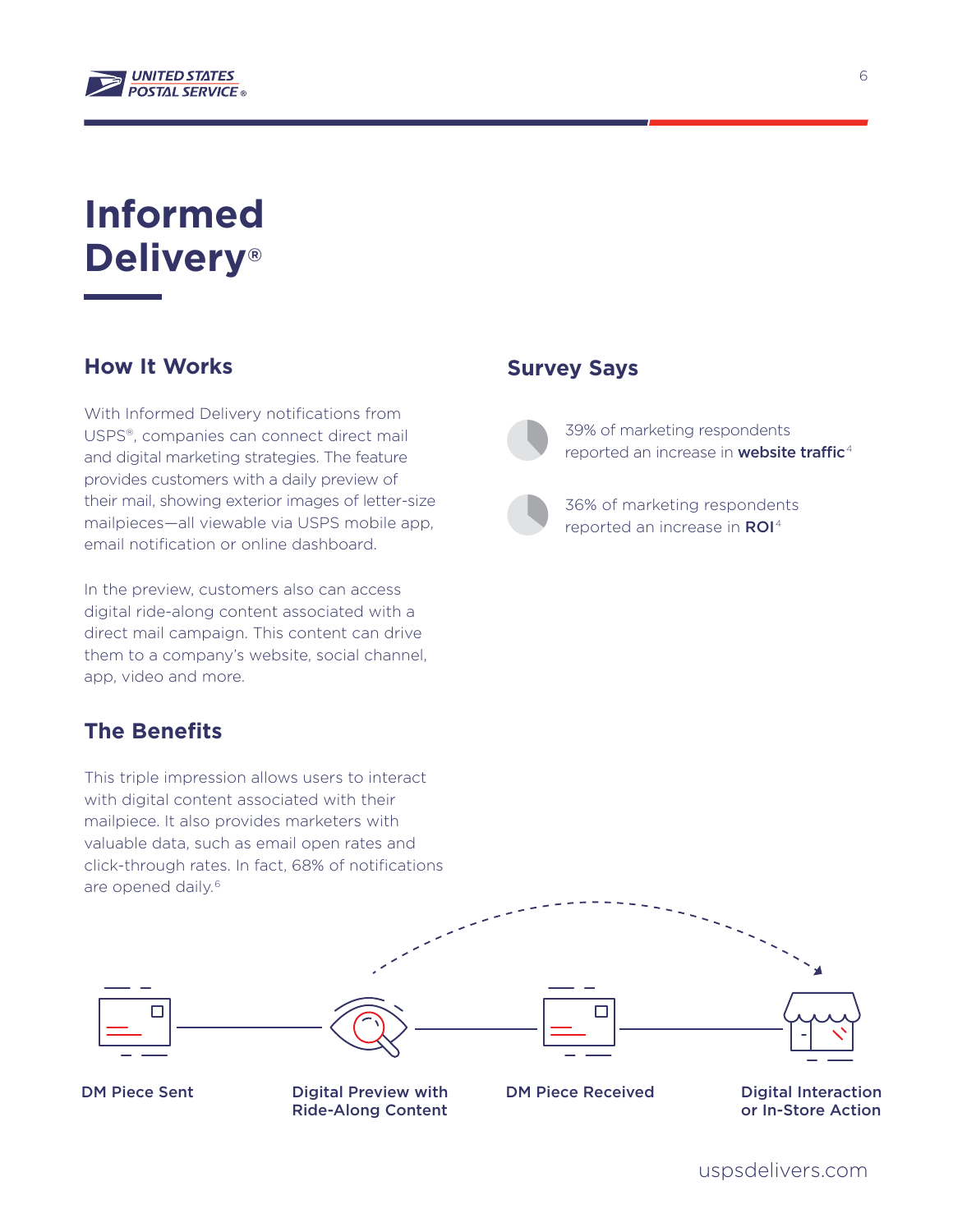# Informed Delivery®

## How It Works

With Informed Delivery notifications from USPS®, companies can connect direct mail and digital marketing strategies. The feature provides customers with a daily preview of their mail, showing exterior images of letter-size mailpieces—all viewable via USPS mobile app, email notification or online dashboard.

In the preview, customers also can access digital ride-along content associated with a direct mail campaign. This content can drive them to a company's website, social channel, app, video and more.

## The Benefits

This triple impression allows users to interact with digital content associated with their mailpiece. It also provides marketers with valuable data, such as email open rates and click-through rates. In fact, 68% of notifications are opened daily.[6]

## Survey Says

39% of marketing respondents reported an increase in **website traffic**[4]

36% of marketing respondents reported an increase in **ROI**[4]

DM Piece Sent → Digital Preview with Ride-Along Content → DM Piece Received → Digital Interaction or In-Store Action

uspsdelivers.com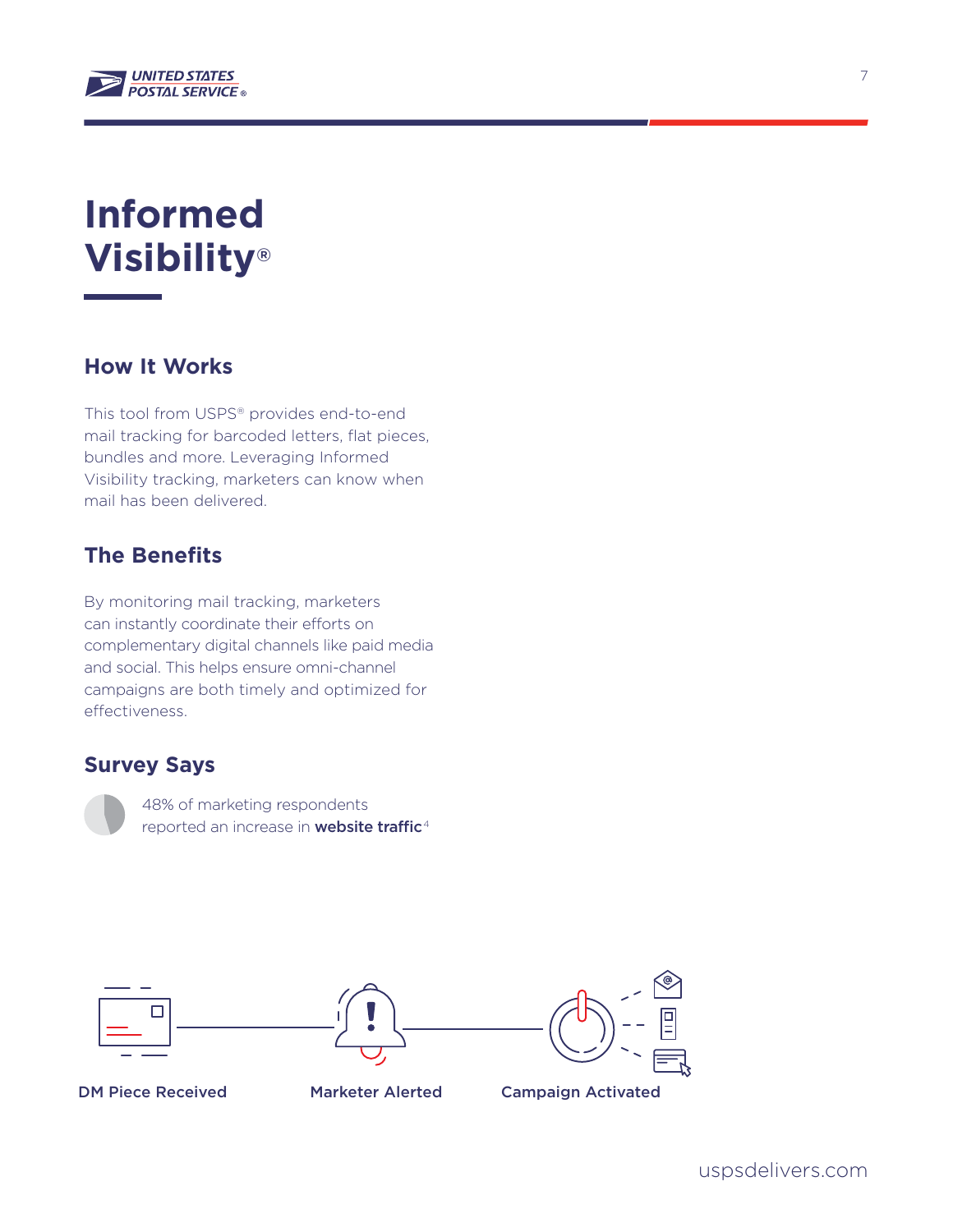# Informed Visibility®

## How It Works

This tool from USPS® provides end-to-end mail tracking for barcoded letters, flat pieces, bundles and more. Leveraging Informed Visibility tracking, marketers can know when mail has been delivered.

## The Benefits

By monitoring mail tracking, marketers can instantly coordinate their efforts on complementary digital channels like paid media and social. This helps ensure omni-channel campaigns are both timely and optimized for effectiveness.

## Survey Says

48% of marketing respondents reported an increase in **website traffic**[4]

DM Piece Received

Marketer Alerted

Campaign Activated

uspsdelivers.com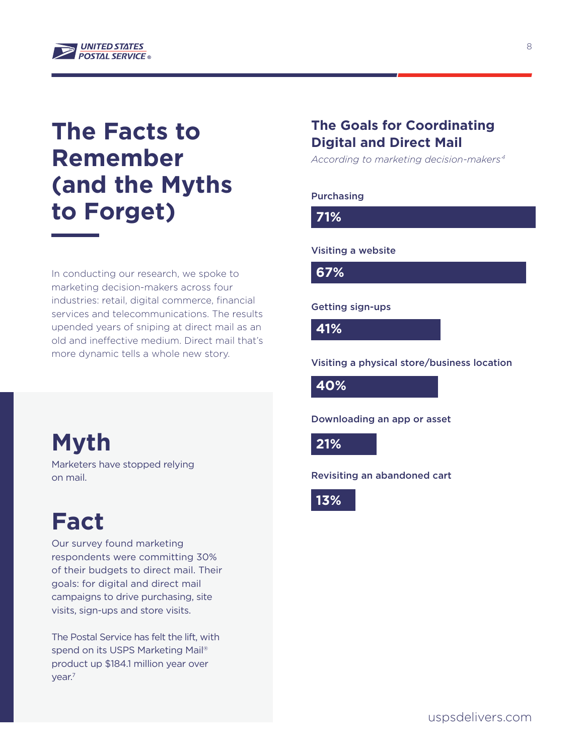# The Facts to Remember (and the Myths to Forget)

In conducting our research, we spoke to marketing decision-makers across four industries: retail, digital commerce, financial services and telecommunications. The results upended years of sniping at direct mail as an old and ineffective medium. Direct mail that's more dynamic tells a whole new story.

## Myth

Marketers have stopped relying on mail.

## Fact

Our survey found marketing respondents were committing 30% of their budgets to direct mail. Their goals: for digital and direct mail campaigns to drive purchasing, site visits, sign-ups and store visits.

The Postal Service has felt the lift, with spend on its USPS Marketing Mail® product up $184.1 million year over year.[7]

### The Goals for Coordinating Digital and Direct Mail

*According to marketing decision-makers[4]*

| Goal | Percentage |
| --- | --- |
| Purchasing | 71% |
| Visiting a website | 67% |
| Getting sign-ups | 41% |
| Visiting a physical store/business location | 40% |
| Downloading an app or asset | 21% |
| Revisiting an abandoned cart | 13% |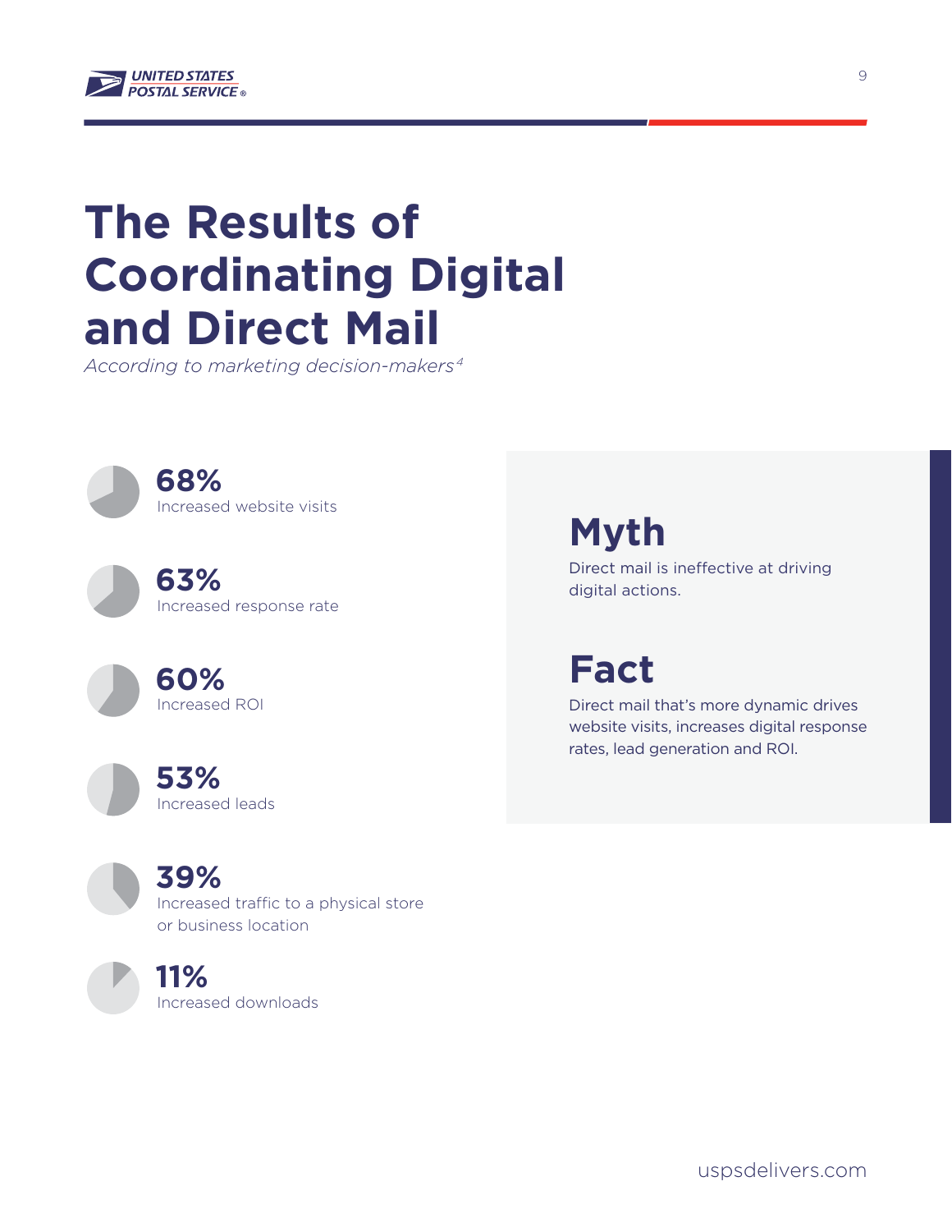# The Results of Coordinating Digital and Direct Mail

*According to marketing decision-makers*[4]

**68%**
Increased website visits

**63%**
Increased response rate

**60%**
Increased ROI

**53%**
Increased leads

**39%**
Increased traffic to a physical store or business location

**11%**
Increased downloads

## Myth

Direct mail is ineffective at driving digital actions.

## Fact

Direct mail that's more dynamic drives website visits, increases digital response rates, lead generation and ROI.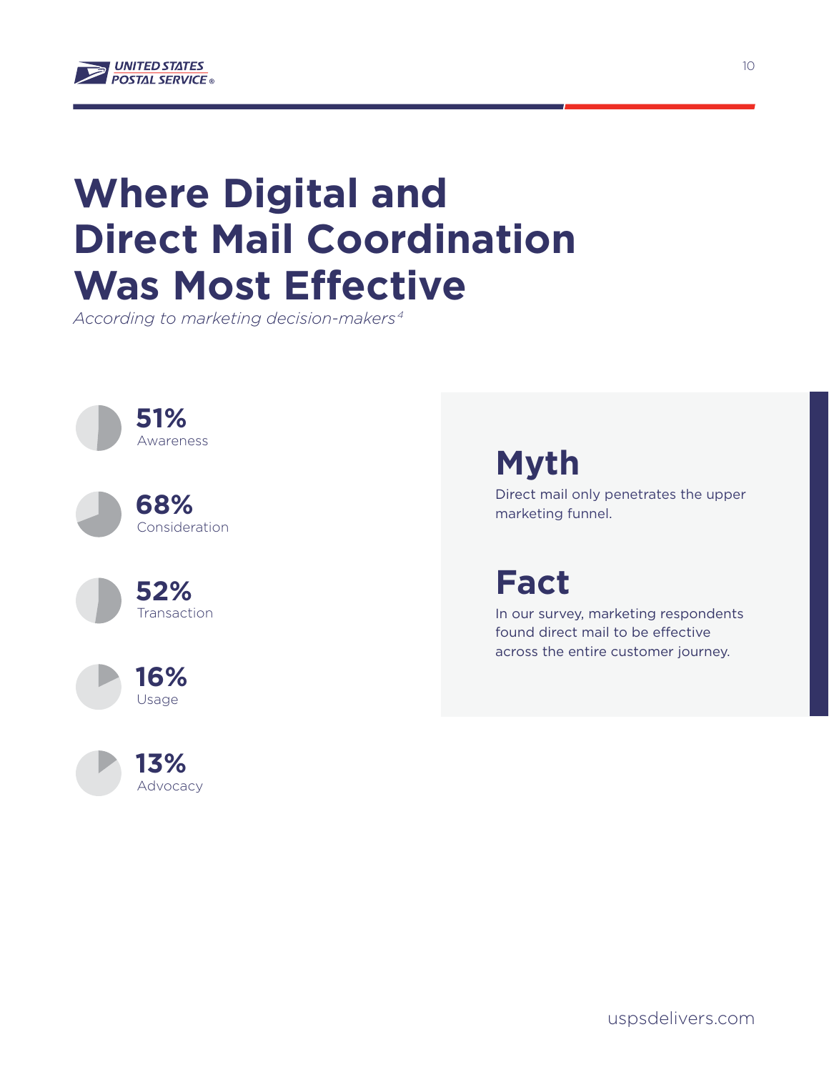# Where Digital and Direct Mail Coordination Was Most Effective

*According to marketing decision-makers*[4]

**51%**
Awareness

**68%**
Consideration

**52%**
Transaction

**16%**
Usage

**13%**
Advocacy

## Myth

Direct mail only penetrates the upper marketing funnel.

## Fact

In our survey, marketing respondents found direct mail to be effective across the entire customer journey.

uspsdelivers.com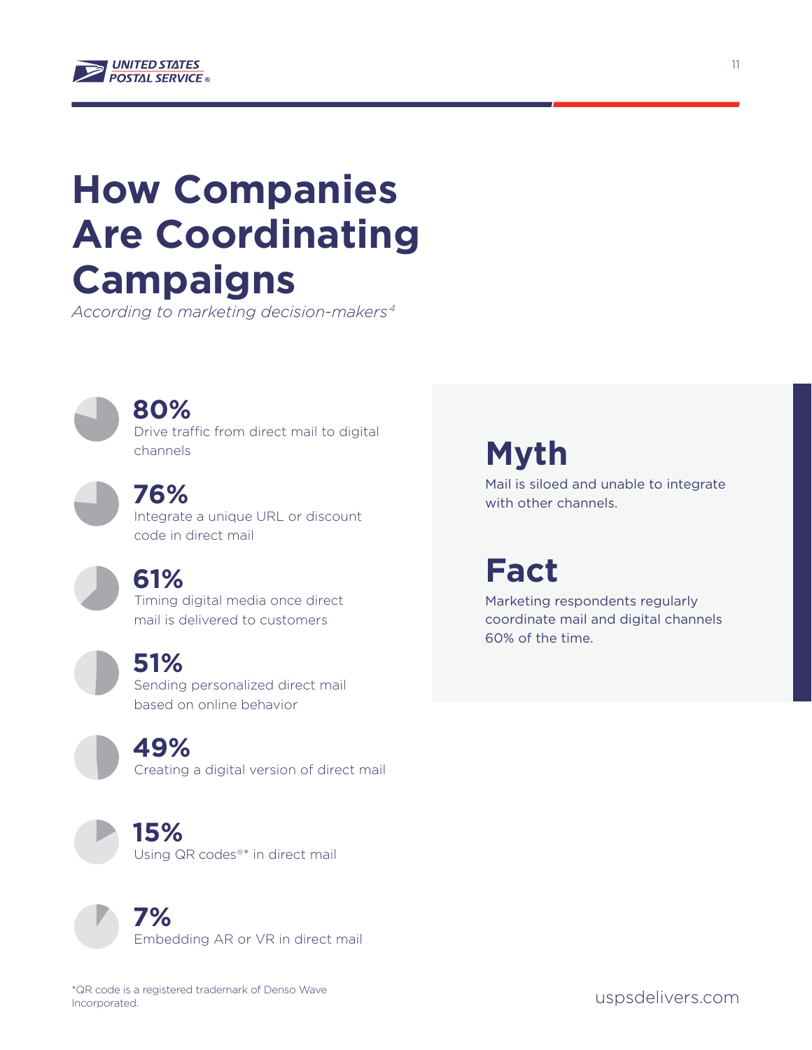# How Companies Are Coordinating Campaigns

*According to marketing decision-makers*[4]

**80%**
Drive traffic from direct mail to digital channels

**76%**
Integrate a unique URL or discount code in direct mail

**61%**
Timing digital media once direct mail is delivered to customers

**51%**
Sending personalized direct mail based on online behavior

**49%**
Creating a digital version of direct mail

**15%**
Using QR codes®* in direct mail

**7%**
Embedding AR or VR in direct mail

## Myth

Mail is siloed and unable to integrate with other channels.

## Fact

Marketing respondents regularly coordinate mail and digital channels 60% of the time.

*QR code is a registered trademark of Denso Wave Incorporated.

uspsdelivers.com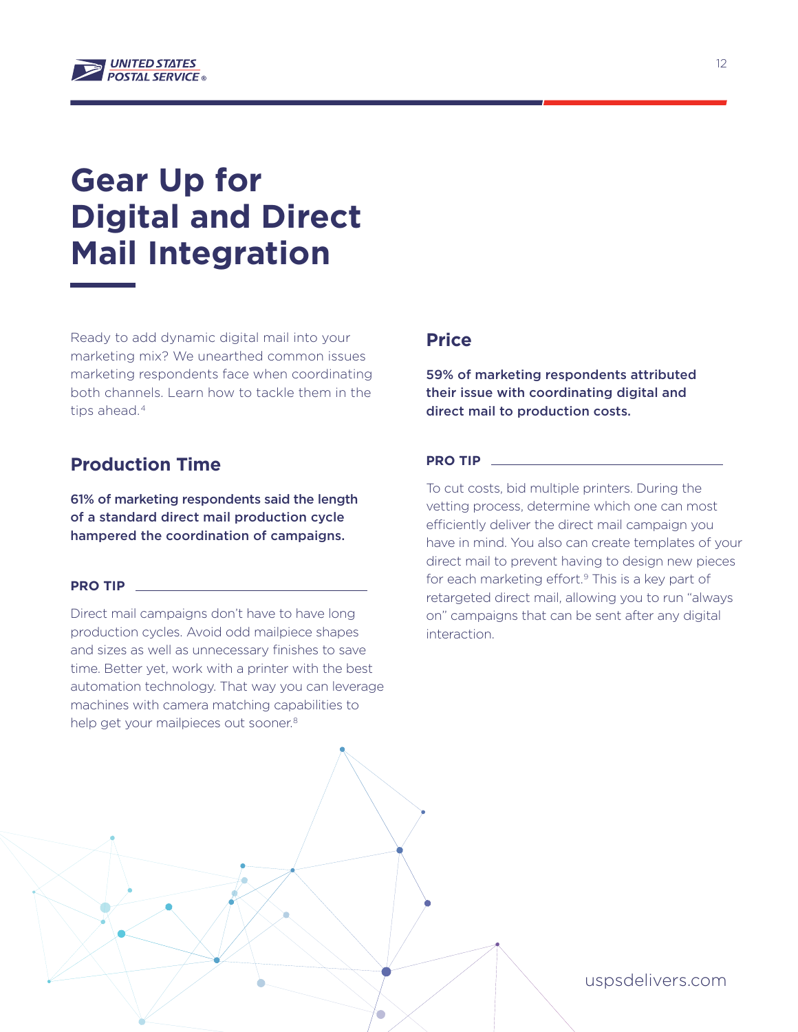# Gear Up for Digital and Direct Mail Integration

Ready to add dynamic digital mail into your marketing mix? We unearthed common issues marketing respondents face when coordinating both channels. Learn how to tackle them in the tips ahead.[4]

## Production Time

**61% of marketing respondents said the length of a standard direct mail production cycle hampered the coordination of campaigns.**

**PRO TIP**

Direct mail campaigns don't have to have long production cycles. Avoid odd mailpiece shapes and sizes as well as unnecessary finishes to save time. Better yet, work with a printer with the best automation technology. That way you can leverage machines with camera matching capabilities to help get your mailpieces out sooner.[8]

## Price

**59% of marketing respondents attributed their issue with coordinating digital and direct mail to production costs.**

**PRO TIP**

To cut costs, bid multiple printers. During the vetting process, determine which one can most efficiently deliver the direct mail campaign you have in mind. You also can create templates of your direct mail to prevent having to design new pieces for each marketing effort.[9] This is a key part of retargeted direct mail, allowing you to run "always on" campaigns that can be sent after any digital interaction.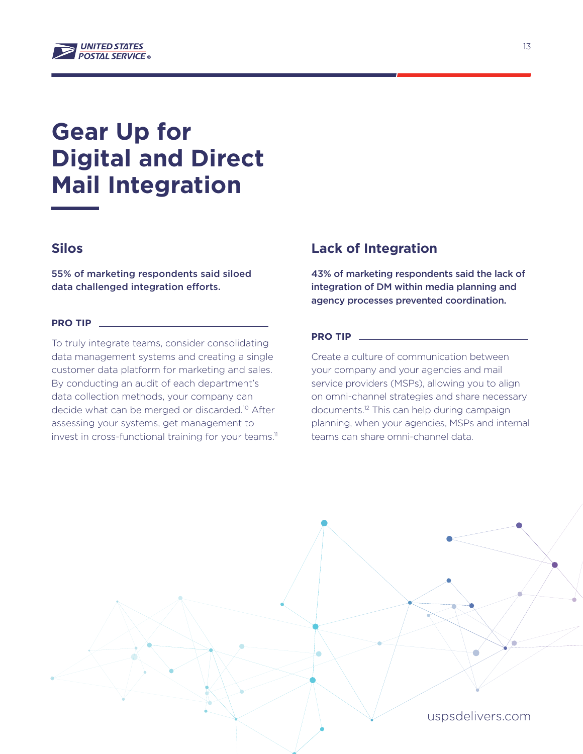# Gear Up for Digital and Direct Mail Integration

## Silos

**55% of marketing respondents said siloed data challenged integration efforts.**

**PRO TIP**

To truly integrate teams, consider consolidating data management systems and creating a single customer data platform for marketing and sales. By conducting an audit of each department's data collection methods, your company can decide what can be merged or discarded.[10] After assessing your systems, get management to invest in cross-functional training for your teams.[11]

## Lack of Integration

**43% of marketing respondents said the lack of integration of DM within media planning and agency processes prevented coordination.**

**PRO TIP**

Create a culture of communication between your company and your agencies and mail service providers (MSPs), allowing you to align on omni-channel strategies and share necessary documents.[12] This can help during campaign planning, when your agencies, MSPs and internal teams can share omni-channel data.

uspsdelivers.com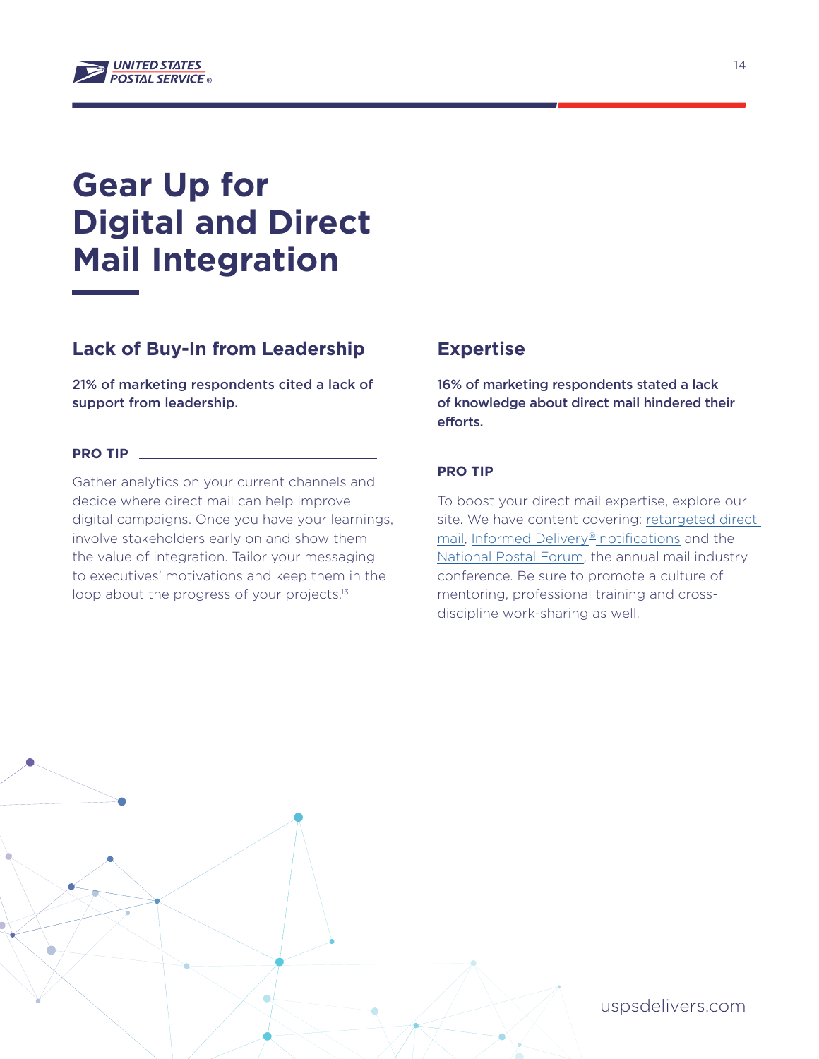# Gear Up for Digital and Direct Mail Integration

## Lack of Buy-In from Leadership

**21% of marketing respondents cited a lack of support from leadership.**

**PRO TIP**

Gather analytics on your current channels and decide where direct mail can help improve digital campaigns. Once you have your learnings, involve stakeholders early on and show them the value of integration. Tailor your messaging to executives' motivations and keep them in the loop about the progress of your projects.[13]

## Expertise

**16% of marketing respondents stated a lack of knowledge about direct mail hindered their efforts.**

**PRO TIP**

To boost your direct mail expertise, explore our site. We have content covering: retargeted direct mail, Informed Delivery® notifications and the National Postal Forum, the annual mail industry conference. Be sure to promote a culture of mentoring, professional training and cross-discipline work-sharing as well.

uspsdelivers.com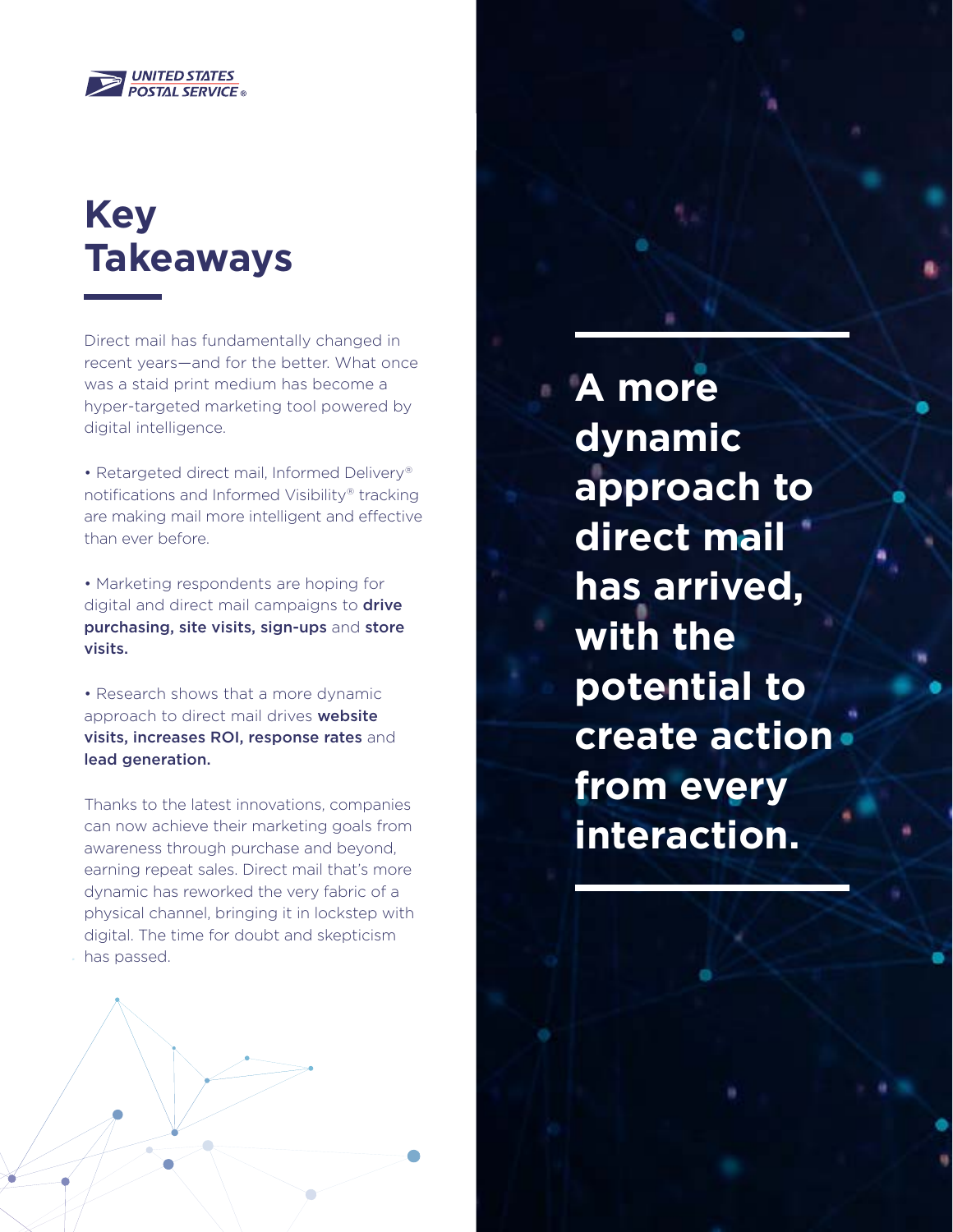# Key Takeaways

Direct mail has fundamentally changed in recent years—and for the better. What once was a staid print medium has become a hyper-targeted marketing tool powered by digital intelligence.

- Retargeted direct mail, Informed Delivery® notifications and Informed Visibility® tracking are making mail more intelligent and effective than ever before.

- Marketing respondents are hoping for digital and direct mail campaigns to **drive purchasing, site visits, sign-ups** and **store visits.**

- Research shows that a more dynamic approach to direct mail drives **website visits, increases ROI, response rates** and **lead generation.**

Thanks to the latest innovations, companies can now achieve their marketing goals from awareness through purchase and beyond, earning repeat sales. Direct mail that's more dynamic has reworked the very fabric of a physical channel, bringing it in lockstep with digital. The time for doubt and skepticism has passed.

**A more dynamic approach to direct mail has arrived, with the potential to create action from every interaction.**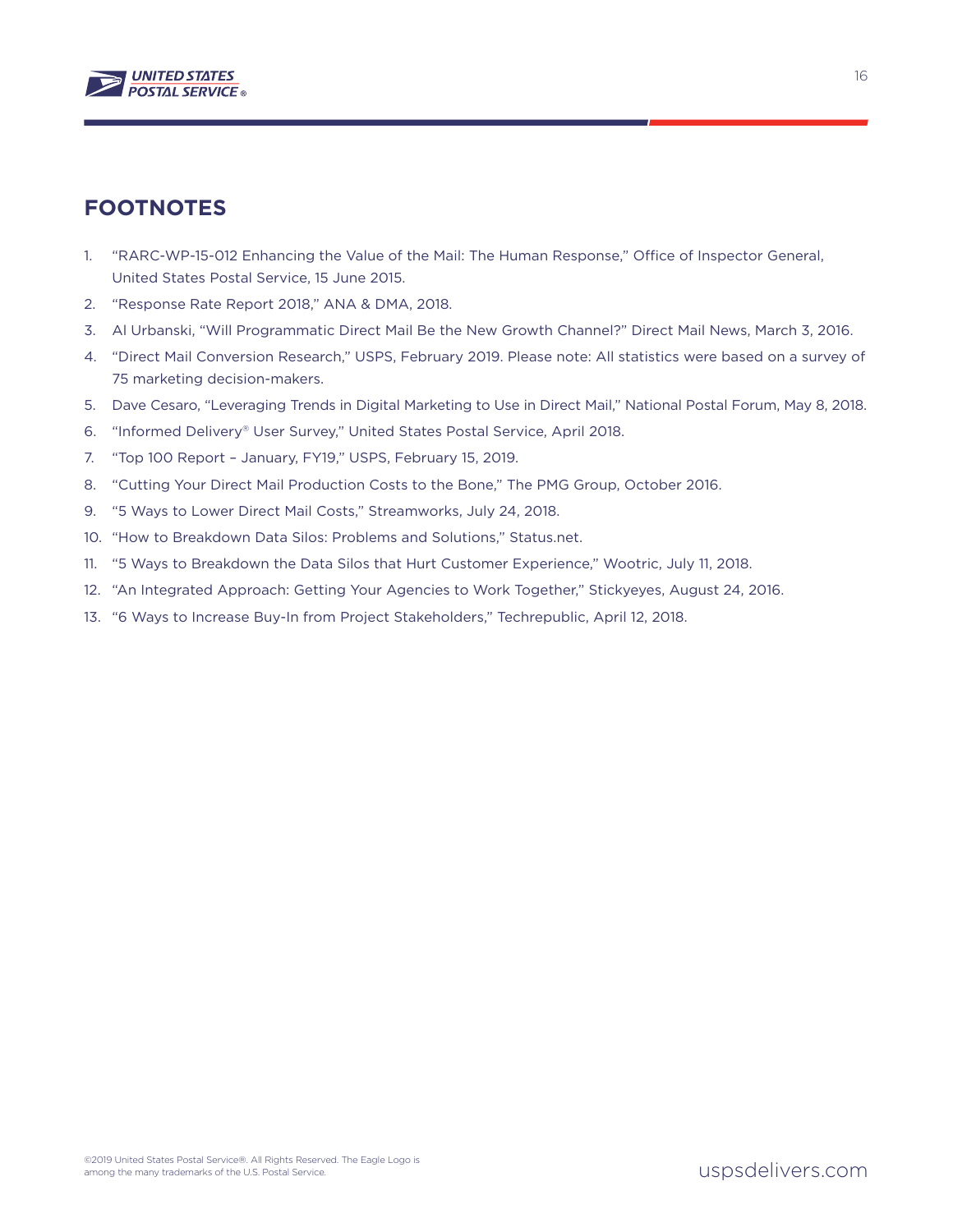## FOOTNOTES

1. "RARC-WP-15-012 Enhancing the Value of the Mail: The Human Response," Office of Inspector General, United States Postal Service, 15 June 2015.
2. "Response Rate Report 2018," ANA & DMA, 2018.
3. Al Urbanski, "Will Programmatic Direct Mail Be the New Growth Channel?" Direct Mail News, March 3, 2016.
4. "Direct Mail Conversion Research," USPS, February 2019. Please note: All statistics were based on a survey of 75 marketing decision-makers.
5. Dave Cesaro, "Leveraging Trends in Digital Marketing to Use in Direct Mail," National Postal Forum, May 8, 2018.
6. "Informed Delivery® User Survey," United States Postal Service, April 2018.
7. "Top 100 Report – January, FY19," USPS, February 15, 2019.
8. "Cutting Your Direct Mail Production Costs to the Bone," The PMG Group, October 2016.
9. "5 Ways to Lower Direct Mail Costs," Streamworks, July 24, 2018.
10. "How to Breakdown Data Silos: Problems and Solutions," Status.net.
11. "5 Ways to Breakdown the Data Silos that Hurt Customer Experience," Wootric, July 11, 2018.
12. "An Integrated Approach: Getting Your Agencies to Work Together," Stickyeyes, August 24, 2016.
13. "6 Ways to Increase Buy-In from Project Stakeholders," Techrepublic, April 12, 2018.

©2019 United States Postal Service®. All Rights Reserved. The Eagle Logo is among the many trademarks of the U.S. Postal Service.

uspsdelivers.com